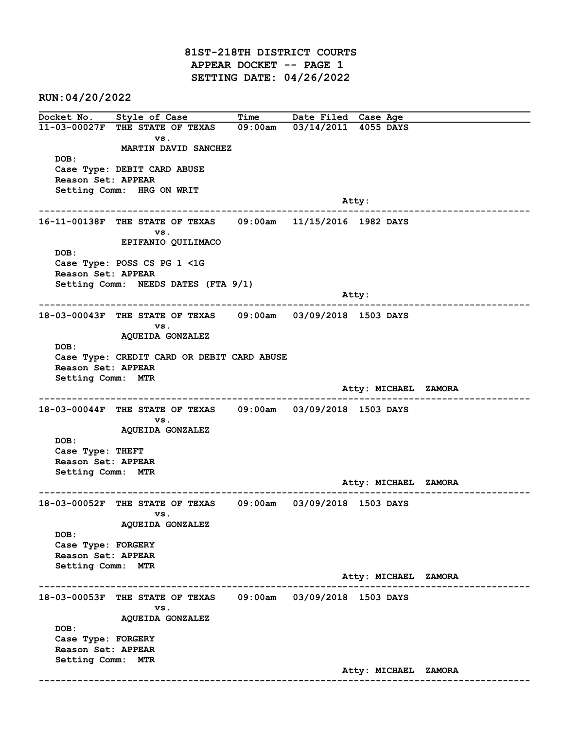# 81ST-218TH DISTRICT COURTS
## APPEAR DOCKET -- PAGE 1
## SETTING DATE: 04/26/2022

**RUN:04/20/2022**

| Docket No. | Style of Case | Time | Date Filed | Case Age |
|---|---|---|---|---|

---

**11-03-00027F** THE STATE OF TEXAS vs. MARTIN DAVID SANCHEZ — 09:00am — 03/14/2011 — 4055 DAYS

DOB:
Case Type: DEBIT CARD ABUSE
Reason Set: APPEAR
Setting Comm: HRG ON WRIT
Atty:

---

**16-11-00138F** THE STATE OF TEXAS vs. EPIFANIO QUILIMACO — 09:00am — 11/15/2016 — 1982 DAYS

DOB:
Case Type: POSS CS PG 1 <1G
Reason Set: APPEAR
Setting Comm: NEEDS DATES (FTA 9/1)
Atty:

---

**18-03-00043F** THE STATE OF TEXAS vs. AQUEIDA GONZALEZ — 09:00am — 03/09/2018 — 1503 DAYS

DOB:
Case Type: CREDIT CARD OR DEBIT CARD ABUSE
Reason Set: APPEAR
Setting Comm: MTR
Atty: MICHAEL ZAMORA

---

**18-03-00044F** THE STATE OF TEXAS vs. AQUEIDA GONZALEZ — 09:00am — 03/09/2018 — 1503 DAYS

DOB:
Case Type: THEFT
Reason Set: APPEAR
Setting Comm: MTR
Atty: MICHAEL ZAMORA

---

**18-03-00052F** THE STATE OF TEXAS vs. AQUEIDA GONZALEZ — 09:00am — 03/09/2018 — 1503 DAYS

DOB:
Case Type: FORGERY
Reason Set: APPEAR
Setting Comm: MTR
Atty: MICHAEL ZAMORA

---

**18-03-00053F** THE STATE OF TEXAS vs. AQUEIDA GONZALEZ — 09:00am — 03/09/2018 — 1503 DAYS

DOB:
Case Type: FORGERY
Reason Set: APPEAR
Setting Comm: MTR
Atty: MICHAEL ZAMORA

---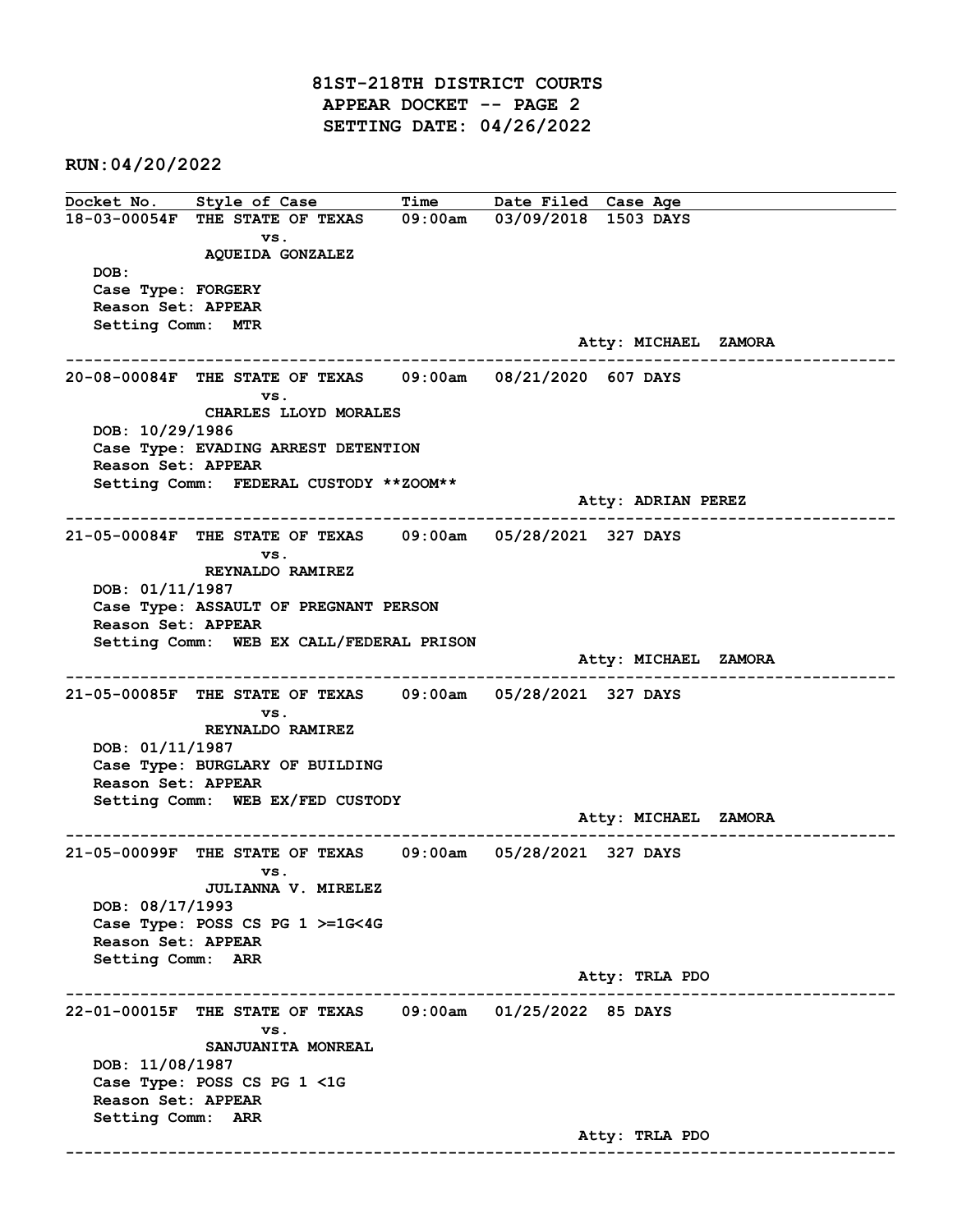# 81ST-218TH DISTRICT COURTS
## APPEAR DOCKET -- PAGE 2
## SETTING DATE: 04/26/2022

**RUN:04/20/2022**

| Docket No. | Style of Case | Time | Date Filed | Case Age |
|---|---|---|---|---|

**18-03-00054F** THE STATE OF TEXAS vs. AQUEIDA GONZALEZ — 09:00am — 03/09/2018 — 1503 DAYS

DOB:
Case Type: FORGERY
Reason Set: APPEAR
Setting Comm: MTR
Atty: MICHAEL ZAMORA

---

**20-08-00084F** THE STATE OF TEXAS vs. CHARLES LLOYD MORALES — 09:00am — 08/21/2020 — 607 DAYS

DOB: 10/29/1986
Case Type: EVADING ARREST DETENTION
Reason Set: APPEAR
Setting Comm: FEDERAL CUSTODY **ZOOM**
Atty: ADRIAN PEREZ

---

**21-05-00084F** THE STATE OF TEXAS vs. REYNALDO RAMIREZ — 09:00am — 05/28/2021 — 327 DAYS

DOB: 01/11/1987
Case Type: ASSAULT OF PREGNANT PERSON
Reason Set: APPEAR
Setting Comm: WEB EX CALL/FEDERAL PRISON
Atty: MICHAEL ZAMORA

---

**21-05-00085F** THE STATE OF TEXAS vs. REYNALDO RAMIREZ — 09:00am — 05/28/2021 — 327 DAYS

DOB: 01/11/1987
Case Type: BURGLARY OF BUILDING
Reason Set: APPEAR
Setting Comm: WEB EX/FED CUSTODY
Atty: MICHAEL ZAMORA

---

**21-05-00099F** THE STATE OF TEXAS vs. JULIANNA V. MIRELEZ — 09:00am — 05/28/2021 — 327 DAYS

DOB: 08/17/1993
Case Type: POSS CS PG 1 >=1G<4G
Reason Set: APPEAR
Setting Comm: ARR
Atty: TRLA PDO

---

**22-01-00015F** THE STATE OF TEXAS vs. SANJUANITA MONREAL — 09:00am — 01/25/2022 — 85 DAYS

DOB: 11/08/1987
Case Type: POSS CS PG 1 <1G
Reason Set: APPEAR
Setting Comm: ARR
Atty: TRLA PDO

---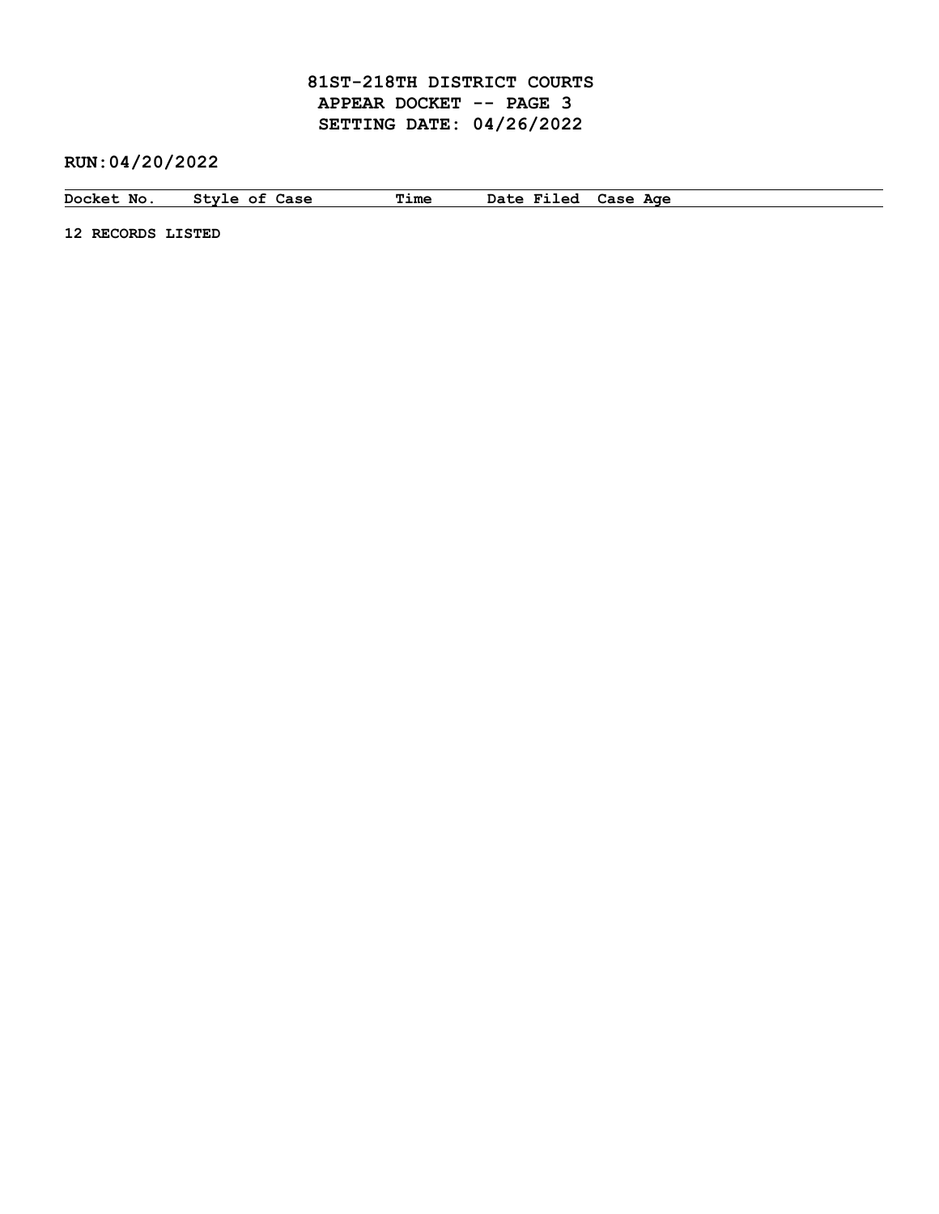# 81ST-218TH DISTRICT COURTS
## APPEAR DOCKET -- PAGE 3
## SETTING DATE: 04/26/2022

**RUN:04/20/2022**

| Docket No. | Style of Case | Time | Date Filed | Case Age |
|---|---|---|---|---|

**12 RECORDS LISTED**